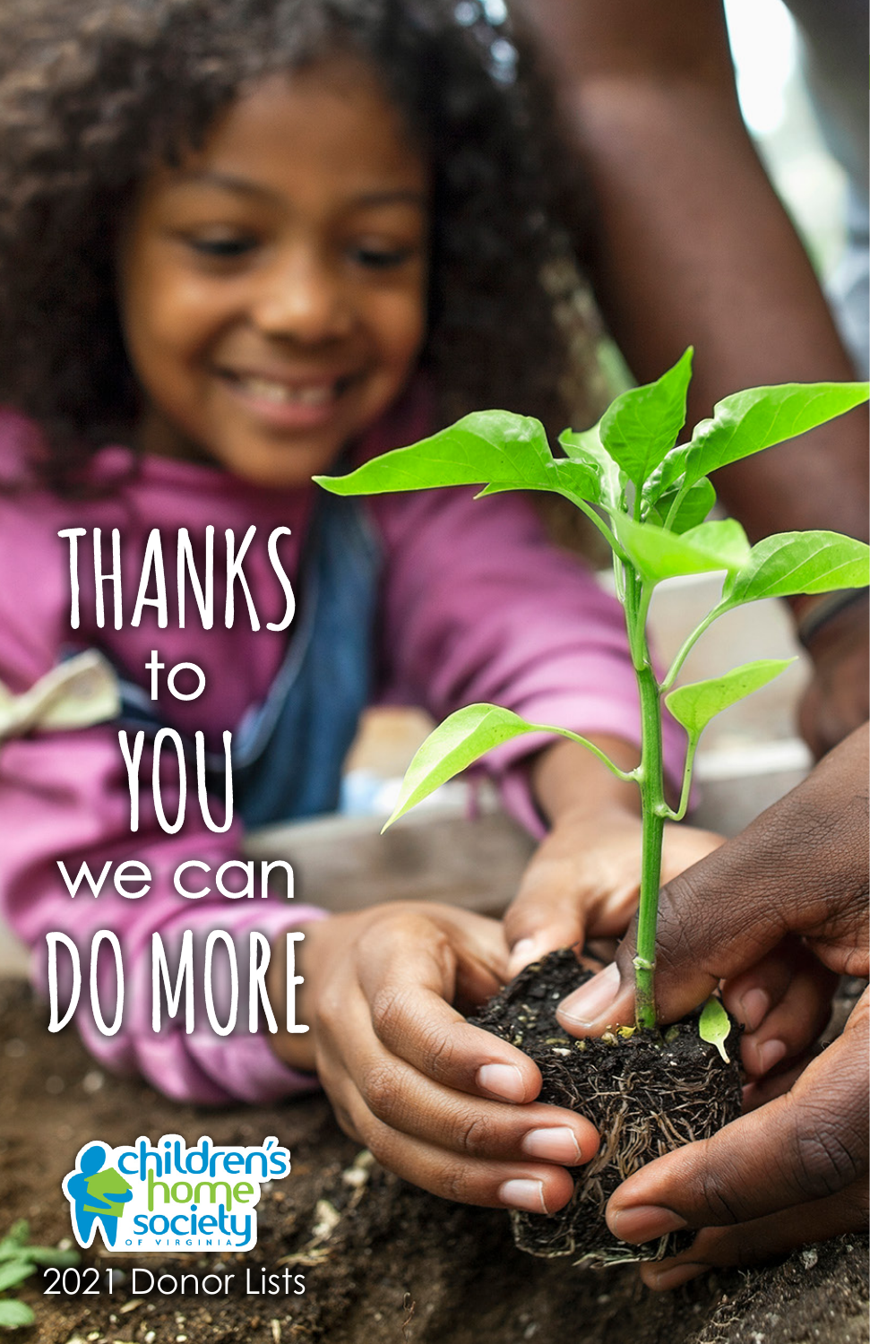# THANKS to YOU we can DO MORE

children's home society OF VIRGINIA

2021 Donor Lists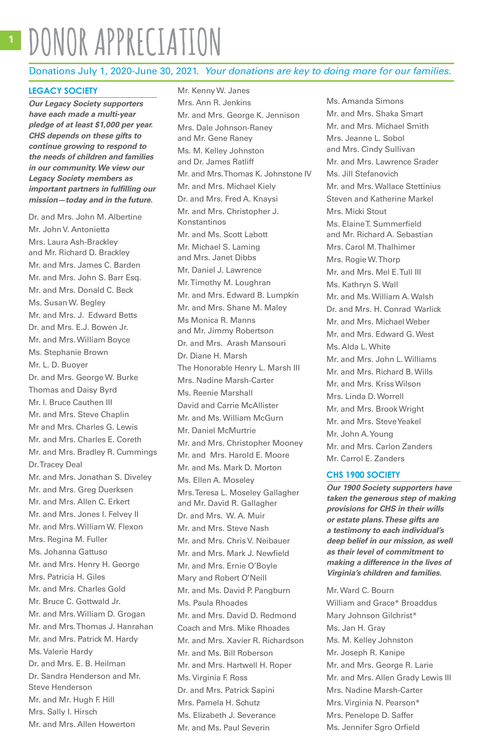# DONOR APPRECIATION

Donations July 1, 2020-June 30, 2021. *Your donations are key to doing more for our families.*

## LEGACY SOCIETY

***Our Legacy Society supporters have each made a multi-year pledge of at least $1,000 per year. CHS depends on these gifts to continue growing to respond to the needs of children and families in our community. We view our Legacy Society members as important partners in fulfilling our mission—today and in the future.***

Dr. and Mrs. John M. Albertine
Mr. John V. Antonietta
Mrs. Laura Ash-Brackley and Mr. Richard D. Brackley
Mr. and Mrs. James C. Barden
Mr. and Mrs. John S. Barr Esq.
Mr. and Mrs. Donald C. Beck
Ms. Susan W. Begley
Mr. and Mrs. J. Edward Betts
Dr. and Mrs. E.J. Bowen Jr.
Mr. and Mrs. William Boyce
Ms. Stephanie Brown
Mr. L. D. Buoyer
Dr. and Mrs. George W. Burke
Thomas and Daisy Byrd
Mr. I. Bruce Cauthen III
Mr. and Mrs. Steve Chaplin
Mr and Mrs. Charles G. Lewis
Mr. and Mrs. Charles E. Coreth
Mr. and Mrs. Bradley R. Cummings
Dr. Tracey Deal
Mr. and Mrs. Jonathan S. Diveley
Mr. and Mrs. Greg Duerksen
Mr. and Mrs. Allen C. Erkert
Mr. and Mrs. Jones I. Felvey II
Mr. and Mrs. William W. Flexon
Mrs. Regina M. Fuller
Ms. Johanna Gattuso
Mr. and Mrs. Henry H. George
Mrs. Patricia H. Giles
Mr. and Mrs. Charles Gold
Mr. Bruce C. Gottwald Jr.
Mr. and Mrs. William D. Grogan
Mr. and Mrs. Thomas J. Hanrahan
Mr. and Mrs. Patrick M. Hardy
Ms. Valerie Hardy
Dr. and Mrs. E. B. Heilman
Dr. Sandra Henderson and Mr. Steve Henderson
Mr. and Mr. Hugh F. Hill
Mrs. Sally I. Hirsch
Mr. and Mrs. Allen Howerton
Mr. Kenny W. Janes
Mrs. Ann R. Jenkins
Mr. and Mrs. George K. Jennison
Mrs. Dale Johnson-Raney and Mr. Gene Raney
Ms. M. Kelley Johnston and Dr. James Ratliff
Mr. and Mrs. Thomas K. Johnstone IV
Mr. and Mrs. Michael Kiely
Dr. and Mrs. Fred A. Knaysi
Mr. and Mrs. Christopher J. Konstantinos
Mr. and Ms. Scott Labott
Mr. Michael S. Laming and Mrs. Janet Dibbs
Mr. Daniel J. Lawrence
Mr. Timothy M. Loughran
Mr. and Mrs. Edward B. Lumpkin
Mr. and Mrs. Shane M. Maley
Ms Monica R. Manns and Mr. Jimmy Robertson
Dr. and Mrs. Arash Mansouri
Dr. Diane H. Marsh
The Honorable Henry L. Marsh III
Mrs. Nadine Marsh-Carter
Ms. Reenie Marshall
David and Carrie McAllister
Mr. and Ms. William McGurn
Mr. Daniel McMurtrie
Mr. and Mrs. Christopher Mooney
Mr. and Mrs. Harold E. Moore
Mr. and Ms. Mark D. Morton
Ms. Ellen A. Moseley
Mrs. Teresa L. Moseley Gallagher and Mr. David R. Gallagher
Dr. and Mrs. W. A. Muir
Mr. and Mrs. Steve Nash
Mr. and Mrs. Chris V. Neibauer
Mr. and Mrs. Mark J. Newfield
Mr. and Mrs. Ernie O'Boyle
Mary and Robert O'Neill
Mr. and Ms. David P. Pangburn
Ms. Paula Rhoades
Mr. and Mrs. David D. Redmond
Coach and Mrs. Mike Rhoades
Mr. and Mrs. Xavier R. Richardson
Mr. and Ms. Bill Roberson
Mr. and Mrs. Hartwell H. Roper
Ms. Virginia F. Ross
Dr. and Mrs. Patrick Sapini
Mrs. Pamela H. Schutz
Ms. Elizabeth J. Severance
Mr. and Ms. Paul Severin
Ms. Amanda Simons
Mr. and Mrs. Shaka Smart
Mr. and Mrs. Michael Smith
Mrs. Jeanne L. Sobol and Mrs. Cindy Sullivan
Mr. and Mrs. Lawrence Srader
Ms. Jill Stefanovich
Mr. and Mrs. Wallace Stettinius
Steven and Katherine Markel
Mrs. Micki Stout
Ms. Elaine T. Summerfield and Mr. Richard A. Sebastian
Mrs. Carol M. Thalhimer
Mrs. Rogie W. Thorp
Mr. and Mrs. Mel E. Tull III
Ms. Kathryn S. Wall
Mr. and Ms. William A. Walsh
Dr. and Mrs. H. Conrad Warlick
Mr. and Mrs. Michael Weber
Mr. and Mrs. Edward G. West
Ms. Alda L. White
Mr. and Mrs. John L. Williams
Mr. and Mrs. Richard B. Wills
Mr. and Mrs. Kriss Wilson
Mrs. Linda D. Worrell
Mr. and Mrs. Brook Wright
Mr. and Mrs. Steve Yeakel
Mr. John A. Young
Mr. and Mrs. Carlon Zanders
Mr. Carrol E. Zanders

## CHS 1900 SOCIETY

***Our 1900 Society supporters have taken the generous step of making provisions for CHS in their wills or estate plans. These gifts are a testimony to each individual's deep belief in our mission, as well as their level of commitment to making a difference in the lives of Virginia's children and families.***

Mr. Ward C. Bourn
William and Grace* Broaddus
Mary Johnson Gilchrist*
Ms. Jan H. Gray
Ms. M. Kelley Johnston
Mr. Joseph R. Kanipe
Mr. and Mrs. George R. Larie
Mr. and Mrs. Allen Grady Lewis III
Mrs. Nadine Marsh-Carter
Mrs. Virginia N. Pearson*
Mrs. Penelope D. Saffer
Ms. Jennifer Sgro Orfield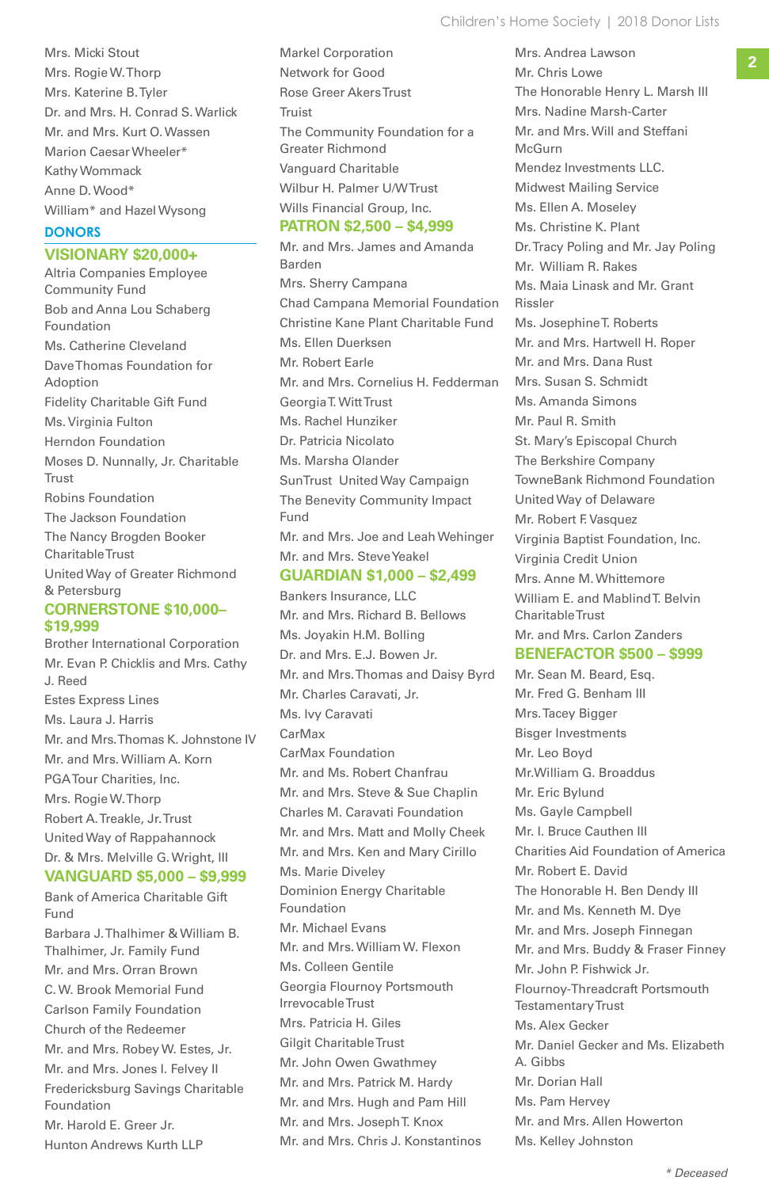Mrs. Micki Stout
Mrs. Rogie W. Thorp
Mrs. Katerine B. Tyler
Dr. and Mrs. H. Conrad S. Warlick
Mr. and Mrs. Kurt O. Wassen
Marion Caesar Wheeler*
Kathy Wommack
Anne D. Wood*
William* and Hazel Wysong

## DONORS

### VISIONARY $20,000+

Altria Companies Employee Community Fund
Bob and Anna Lou Schaberg Foundation
Ms. Catherine Cleveland
Dave Thomas Foundation for Adoption
Fidelity Charitable Gift Fund
Ms. Virginia Fulton
Herndon Foundation
Moses D. Nunnally, Jr. Charitable Trust
Robins Foundation
The Jackson Foundation
The Nancy Brogden Booker Charitable Trust
United Way of Greater Richmond & Petersburg

### CORNERSTONE $10,000–$19,999

Brother International Corporation
Mr. Evan P. Chicklis and Mrs. Cathy J. Reed
Estes Express Lines
Ms. Laura J. Harris
Mr. and Mrs. Thomas K. Johnstone IV
Mr. and Mrs. William A. Korn
PGA Tour Charities, Inc.
Mrs. Rogie W. Thorp
Robert A. Treakle, Jr. Trust
United Way of Rappahannock
Dr. & Mrs. Melville G. Wright, III

### VANGUARD $5,000 – $9,999

Bank of America Charitable Gift Fund
Barbara J. Thalhimer & William B. Thalhimer, Jr. Family Fund
Mr. and Mrs. Orran Brown
C. W. Brook Memorial Fund
Carlson Family Foundation
Church of the Redeemer
Mr. and Mrs. Robey W. Estes, Jr.
Mr. and Mrs. Jones I. Felvey II
Fredericksburg Savings Charitable Foundation
Mr. Harold E. Greer Jr.
Hunton Andrews Kurth LLP
Markel Corporation
Network for Good
Rose Greer Akers Trust
Truist
The Community Foundation for a Greater Richmond
Vanguard Charitable
Wilbur H. Palmer U/W Trust
Wills Financial Group, Inc.

### PATRON $2,500 – $4,999

Mr. and Mrs. James and Amanda Barden
Mrs. Sherry Campana
Chad Campana Memorial Foundation
Christine Kane Plant Charitable Fund
Ms. Ellen Duerksen
Mr. Robert Earle
Mr. and Mrs. Cornelius H. Fedderman
Georgia T. Witt Trust
Ms. Rachel Hunziker
Dr. Patricia Nicolato
Ms. Marsha Olander
SunTrust United Way Campaign
The Benevity Community Impact Fund
Mr. and Mrs. Joe and Leah Wehinger
Mr. and Mrs. Steve Yeakel

### GUARDIAN $1,000 – $2,499

Bankers Insurance, LLC
Mr. and Mrs. Richard B. Bellows
Ms. Joyakin H.M. Bolling
Dr. and Mrs. E.J. Bowen Jr.
Mr. and Mrs. Thomas and Daisy Byrd
Mr. Charles Caravati, Jr.
Ms. Ivy Caravati
CarMax
CarMax Foundation
Mr. and Ms. Robert Chanfrau
Mr. and Mrs. Steve & Sue Chaplin
Charles M. Caravati Foundation
Mr. and Mrs. Matt and Molly Cheek
Mr. and Mrs. Ken and Mary Cirillo
Ms. Marie Diveley
Dominion Energy Charitable Foundation
Mr. Michael Evans
Mr. and Mrs. William W. Flexon
Ms. Colleen Gentile
Georgia Flournoy Portsmouth Irrevocable Trust
Mrs. Patricia H. Giles
Gilgit Charitable Trust
Mr. John Owen Gwathmey
Mr. and Mrs. Patrick M. Hardy
Mr. and Mrs. Hugh and Pam Hill
Mr. and Mrs. Joseph T. Knox
Mr. and Mrs. Chris J. Konstantinos
Mrs. Andrea Lawson
Mr. Chris Lowe
The Honorable Henry L. Marsh III
Mrs. Nadine Marsh-Carter
Mr. and Mrs. Will and Steffani McGurn
Mendez Investments LLC.
Midwest Mailing Service
Ms. Ellen A. Moseley
Ms. Christine K. Plant
Dr. Tracy Poling and Mr. Jay Poling
Mr. William R. Rakes
Ms. Maia Linask and Mr. Grant Rissler
Ms. Josephine T. Roberts
Mr. and Mrs. Hartwell H. Roper
Mr. and Mrs. Dana Rust
Mrs. Susan S. Schmidt
Ms. Amanda Simons
Mr. Paul R. Smith
St. Mary's Episcopal Church
The Berkshire Company
TowneBank Richmond Foundation
United Way of Delaware
Mr. Robert F. Vasquez
Virginia Baptist Foundation, Inc.
Virginia Credit Union
Mrs. Anne M. Whittemore
William E. and Mablind T. Belvin Charitable Trust
Mr. and Mrs. Carlon Zanders

### BENEFACTOR $500 – $999

Mr. Sean M. Beard, Esq.
Mr. Fred G. Benham III
Mrs. Tacey Bigger
Bisger Investments
Mr. Leo Boyd
Mr. William G. Broaddus
Mr. Eric Bylund
Ms. Gayle Campbell
Mr. I. Bruce Cauthen III
Charities Aid Foundation of America
Mr. Robert E. David
The Honorable H. Ben Dendy III
Mr. and Ms. Kenneth M. Dye
Mr. and Mrs. Joseph Finnegan
Mr. and Mrs. Buddy & Fraser Finney
Mr. John P. Fishwick Jr.
Flournoy-Threadcraft Portsmouth Testamentary Trust
Ms. Alex Gecker
Mr. Daniel Gecker and Ms. Elizabeth A. Gibbs
Mr. Dorian Hall
Ms. Pam Hervey
Mr. and Mrs. Allen Howerton
Ms. Kelley Johnston

*\* Deceased*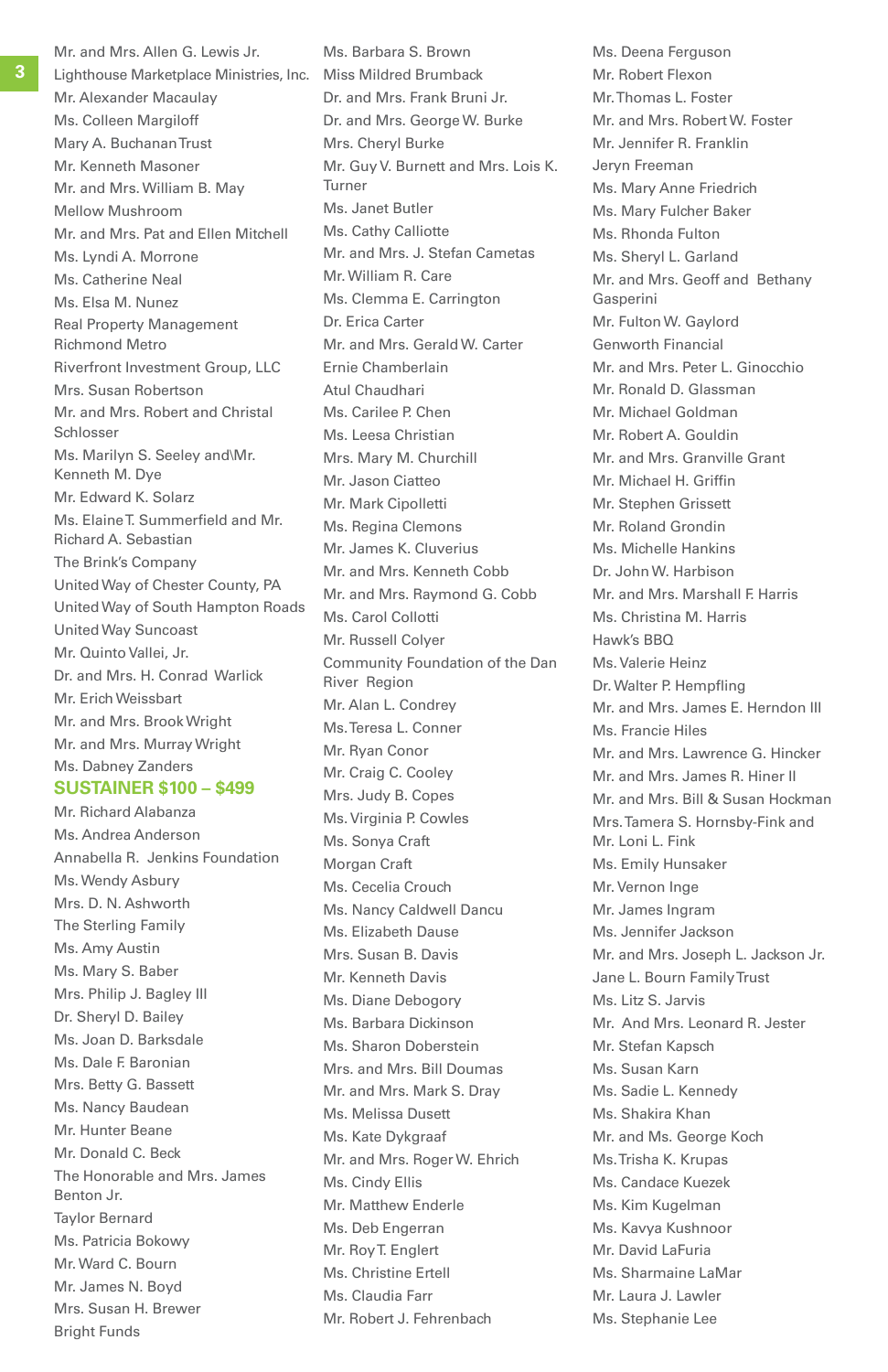Mr. and Mrs. Allen G. Lewis Jr.
Lighthouse Marketplace Ministries, Inc.
Mr. Alexander Macaulay
Ms. Colleen Margiloff
Mary A. Buchanan Trust
Mr. Kenneth Masoner
Mr. and Mrs. William B. May
Mellow Mushroom
Mr. and Mrs. Pat and Ellen Mitchell
Ms. Lyndi A. Morrone
Ms. Catherine Neal
Ms. Elsa M. Nunez
Real Property Management Richmond Metro
Riverfront Investment Group, LLC
Mrs. Susan Robertson
Mr. and Mrs. Robert and Christal Schlosser
Ms. Marilyn S. Seeley and\Mr. Kenneth M. Dye
Mr. Edward K. Solarz
Ms. Elaine T. Summerfield and Mr. Richard A. Sebastian
The Brink's Company
United Way of Chester County, PA
United Way of South Hampton Roads
United Way Suncoast
Mr. Quinto Vallei, Jr.
Dr. and Mrs. H. Conrad Warlick
Mr. Erich Weissbart
Mr. and Mrs. Brook Wright
Mr. and Mrs. Murray Wright
Ms. Dabney Zanders

## SUSTAINER $100 – $499

Mr. Richard Alabanza
Ms. Andrea Anderson
Annabella R. Jenkins Foundation
Ms. Wendy Asbury
Mrs. D. N. Ashworth
The Sterling Family
Ms. Amy Austin
Ms. Mary S. Baber
Mrs. Philip J. Bagley III
Dr. Sheryl D. Bailey
Ms. Joan D. Barksdale
Ms. Dale F. Baronian
Mrs. Betty G. Bassett
Ms. Nancy Baudean
Mr. Hunter Beane
Mr. Donald C. Beck
The Honorable and Mrs. James Benton Jr.
Taylor Bernard
Ms. Patricia Bokowy
Mr. Ward C. Bourn
Mr. James N. Boyd
Mrs. Susan H. Brewer
Bright Funds
Ms. Barbara S. Brown
Miss Mildred Brumback
Dr. and Mrs. Frank Bruni Jr.
Dr. and Mrs. George W. Burke
Mrs. Cheryl Burke
Mr. Guy V. Burnett and Mrs. Lois K. Turner
Ms. Janet Butler
Ms. Cathy Calliotte
Mr. and Mrs. J. Stefan Cametas
Mr. William R. Care
Ms. Clemma E. Carrington
Dr. Erica Carter
Mr. and Mrs. Gerald W. Carter
Ernie Chamberlain
Atul Chaudhari
Ms. Carilee P. Chen
Ms. Leesa Christian
Mrs. Mary M. Churchill
Mr. Jason Ciatteo
Mr. Mark Cipolletti
Ms. Regina Clemons
Mr. James K. Cluverius
Mr. and Mrs. Kenneth Cobb
Mr. and Mrs. Raymond G. Cobb
Ms. Carol Collotti
Mr. Russell Colyer
Community Foundation of the Dan River Region
Mr. Alan L. Condrey
Ms. Teresa L. Conner
Mr. Ryan Conor
Mr. Craig C. Cooley
Mrs. Judy B. Copes
Ms. Virginia P. Cowles
Ms. Sonya Craft
Morgan Craft
Ms. Cecelia Crouch
Ms. Nancy Caldwell Dancu
Ms. Elizabeth Dause
Mrs. Susan B. Davis
Mr. Kenneth Davis
Ms. Diane Debogory
Ms. Barbara Dickinson
Ms. Sharon Doberstein
Mrs. and Mrs. Bill Doumas
Mr. and Mrs. Mark S. Dray
Ms. Melissa Dusett
Ms. Kate Dykgraaf
Mr. and Mrs. Roger W. Ehrich
Ms. Cindy Ellis
Mr. Matthew Enderle
Ms. Deb Engerran
Mr. Roy T. Englert
Ms. Christine Ertell
Ms. Claudia Farr
Mr. Robert J. Fehrenbach
Ms. Deena Ferguson
Mr. Robert Flexon
Mr. Thomas L. Foster
Mr. and Mrs. Robert W. Foster
Mr. Jennifer R. Franklin
Jeryn Freeman
Ms. Mary Anne Friedrich
Ms. Mary Fulcher Baker
Ms. Rhonda Fulton
Ms. Sheryl L. Garland
Mr. and Mrs. Geoff and Bethany Gasperini
Mr. Fulton W. Gaylord
Genworth Financial
Mr. and Mrs. Peter L. Ginocchio
Mr. Ronald D. Glassman
Mr. Michael Goldman
Mr. Robert A. Gouldin
Mr. and Mrs. Granville Grant
Mr. Michael H. Griffin
Mr. Stephen Grissett
Mr. Roland Grondin
Ms. Michelle Hankins
Dr. John W. Harbison
Mr. and Mrs. Marshall F. Harris
Ms. Christina M. Harris
Hawk's BBQ
Ms. Valerie Heinz
Dr. Walter P. Hempfling
Mr. and Mrs. James E. Herndon III
Ms. Francie Hiles
Mr. and Mrs. Lawrence G. Hincker
Mr. and Mrs. James R. Hiner II
Mr. and Mrs. Bill & Susan Hockman
Mrs. Tamera S. Hornsby-Fink and Mr. Loni L. Fink
Ms. Emily Hunsaker
Mr. Vernon Inge
Mr. James Ingram
Ms. Jennifer Jackson
Mr. and Mrs. Joseph L. Jackson Jr.
Jane L. Bourn Family Trust
Ms. Litz S. Jarvis
Mr. And Mrs. Leonard R. Jester
Mr. Stefan Kapsch
Ms. Susan Karn
Ms. Sadie L. Kennedy
Ms. Shakira Khan
Mr. and Ms. George Koch
Ms. Trisha K. Krupas
Ms. Candace Kuezek
Ms. Kim Kugelman
Ms. Kavya Kushnoor
Mr. David LaFuria
Ms. Sharmaine LaMar
Mr. Laura J. Lawler
Ms. Stephanie Lee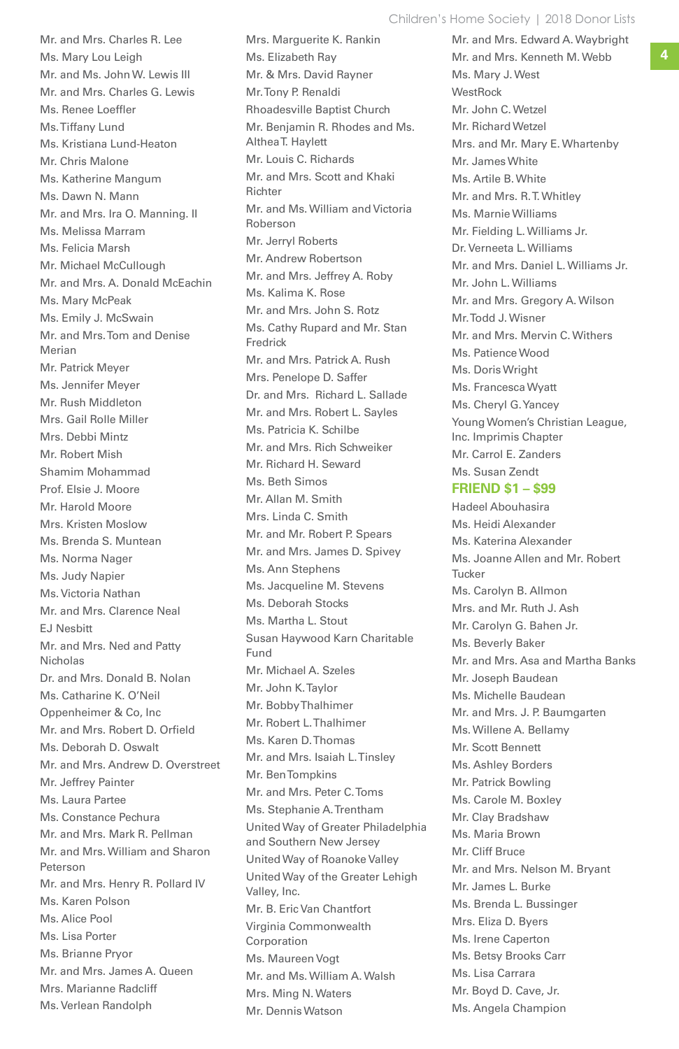Mr. and Mrs. Charles R. Lee
Ms. Mary Lou Leigh
Mr. and Ms. John W. Lewis III
Mr. and Mrs. Charles G. Lewis
Ms. Renee Loeffler
Ms. Tiffany Lund
Ms. Kristiana Lund-Heaton
Mr. Chris Malone
Ms. Katherine Mangum
Ms. Dawn N. Mann
Mr. and Mrs. Ira O. Manning. II
Ms. Melissa Marram
Ms. Felicia Marsh
Mr. Michael McCullough
Mr. and Mrs. A. Donald McEachin
Ms. Mary McPeak
Ms. Emily J. McSwain
Mr. and Mrs. Tom and Denise Merian
Mr. Patrick Meyer
Ms. Jennifer Meyer
Mr. Rush Middleton
Mrs. Gail Rolle Miller
Mrs. Debbi Mintz
Mr. Robert Mish
Shamim Mohammad
Prof. Elsie J. Moore
Mr. Harold Moore
Mrs. Kristen Moslow
Ms. Brenda S. Muntean
Ms. Norma Nager
Ms. Judy Napier
Ms. Victoria Nathan
Mr. and Mrs. Clarence Neal
EJ Nesbitt
Mr. and Mrs. Ned and Patty Nicholas
Dr. and Mrs. Donald B. Nolan
Ms. Catharine K. O'Neil
Oppenheimer & Co, Inc
Mr. and Mrs. Robert D. Orfield
Ms. Deborah D. Oswalt
Mr. and Mrs. Andrew D. Overstreet
Mr. Jeffrey Painter
Ms. Laura Partee
Ms. Constance Pechura
Mr. and Mrs. Mark R. Pellman
Mr. and Mrs. William and Sharon Peterson
Mr. and Mrs. Henry R. Pollard IV
Ms. Karen Polson
Ms. Alice Pool
Ms. Lisa Porter
Ms. Brianne Pryor
Mr. and Mrs. James A. Queen
Mrs. Marianne Radcliff
Ms. Verlean Randolph
Mrs. Marguerite K. Rankin
Ms. Elizabeth Ray
Mr. & Mrs. David Rayner
Mr. Tony P. Renaldi
Rhoadesville Baptist Church
Mr. Benjamin R. Rhodes and Ms. Althea T. Haylett
Mr. Louis C. Richards
Mr. and Mrs. Scott and Khaki Richter
Mr. and Ms. William and Victoria Roberson
Mr. Jerryl Roberts
Mr. Andrew Robertson
Mr. and Mrs. Jeffrey A. Roby
Ms. Kalima K. Rose
Mr. and Mrs. John S. Rotz
Ms. Cathy Rupard and Mr. Stan Fredrick
Mr. and Mrs. Patrick A. Rush
Mrs. Penelope D. Saffer
Dr. and Mrs. Richard L. Sallade
Mr. and Mrs. Robert L. Sayles
Ms. Patricia K. Schilbe
Mr. and Mrs. Rich Schweiker
Mr. Richard H. Seward
Ms. Beth Simos
Mr. Allan M. Smith
Mrs. Linda C. Smith
Mr. and Mr. Robert P. Spears
Mr. and Mrs. James D. Spivey
Ms. Ann Stephens
Ms. Jacqueline M. Stevens
Ms. Deborah Stocks
Ms. Martha L. Stout
Susan Haywood Karn Charitable Fund
Mr. Michael A. Szeles
Mr. John K. Taylor
Mr. Bobby Thalhimer
Mr. Robert L. Thalhimer
Ms. Karen D. Thomas
Mr. and Mrs. Isaiah L. Tinsley
Mr. Ben Tompkins
Mr. and Mrs. Peter C. Toms
Ms. Stephanie A. Trentham
United Way of Greater Philadelphia and Southern New Jersey
United Way of Roanoke Valley
United Way of the Greater Lehigh Valley, Inc.
Mr. B. Eric Van Chantfort
Virginia Commonwealth Corporation
Ms. Maureen Vogt
Mr. and Ms. William A. Walsh
Mrs. Ming N. Waters
Mr. Dennis Watson
Mr. and Mrs. Edward A. Waybright
Mr. and Mrs. Kenneth M. Webb
Ms. Mary J. West
WestRock
Mr. John C. Wetzel
Mr. Richard Wetzel
Mrs. and Mr. Mary E. Whartenby
Mr. James White
Ms. Artile B. White
Mr. and Mrs. R. T. Whitley
Ms. Marnie Williams
Mr. Fielding L. Williams Jr.
Dr. Verneeta L. Williams
Mr. and Mrs. Daniel L. Williams Jr.
Mr. John L. Williams
Mr. and Mrs. Gregory A. Wilson
Mr. Todd J. Wisner
Mr. and Mrs. Mervin C. Withers
Ms. Patience Wood
Ms. Doris Wright
Ms. Francesca Wyatt
Ms. Cheryl G. Yancey
Young Women's Christian League, Inc. Imprimis Chapter
Mr. Carrol E. Zanders
Ms. Susan Zendt

## FRIEND $1 – $99

Hadeel Abouhasira
Ms. Heidi Alexander
Ms. Katerina Alexander
Ms. Joanne Allen and Mr. Robert Tucker
Ms. Carolyn B. Allmon
Mrs. and Mr. Ruth J. Ash
Mr. Carolyn G. Bahen Jr.
Ms. Beverly Baker
Mr. and Mrs. Asa and Martha Banks
Mr. Joseph Baudean
Ms. Michelle Baudean
Mr. and Mrs. J. P. Baumgarten
Ms. Willene A. Bellamy
Mr. Scott Bennett
Ms. Ashley Borders
Mr. Patrick Bowling
Ms. Carole M. Boxley
Mr. Clay Bradshaw
Ms. Maria Brown
Mr. Cliff Bruce
Mr. and Mrs. Nelson M. Bryant
Mr. James L. Burke
Ms. Brenda L. Bussinger
Mrs. Eliza D. Byers
Ms. Irene Caperton
Ms. Betsy Brooks Carr
Ms. Lisa Carrara
Mr. Boyd D. Cave, Jr.
Ms. Angela Champion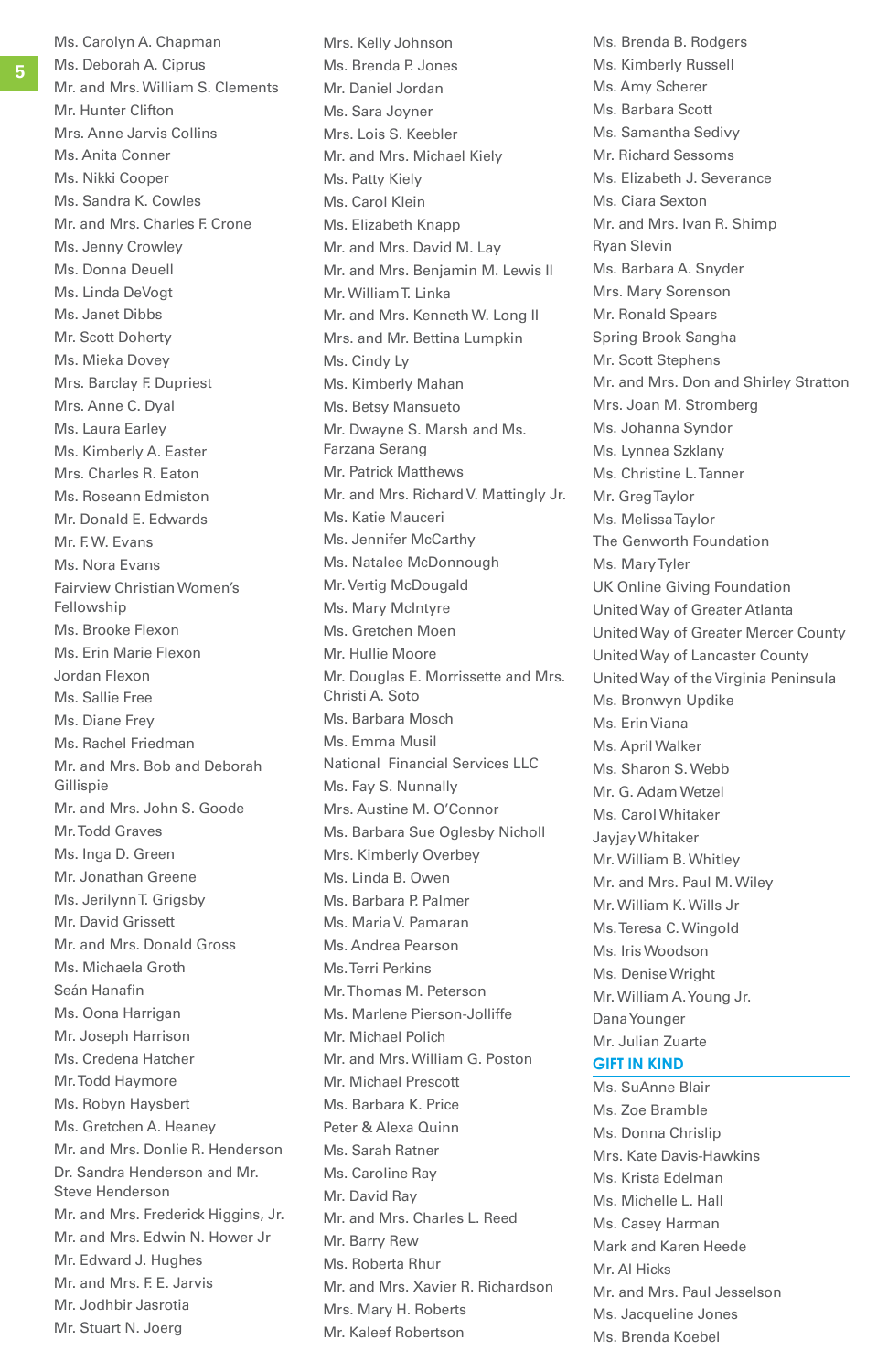Ms. Carolyn A. Chapman
Ms. Deborah A. Ciprus
Mr. and Mrs. William S. Clements
Mr. Hunter Clifton
Mrs. Anne Jarvis Collins
Ms. Anita Conner
Ms. Nikki Cooper
Ms. Sandra K. Cowles
Mr. and Mrs. Charles F. Crone
Ms. Jenny Crowley
Ms. Donna Deuell
Ms. Linda DeVogt
Ms. Janet Dibbs
Mr. Scott Doherty
Ms. Mieka Dovey
Mrs. Barclay F. Dupriest
Mrs. Anne C. Dyal
Ms. Laura Earley
Ms. Kimberly A. Easter
Mrs. Charles R. Eaton
Ms. Roseann Edmiston
Mr. Donald E. Edwards
Mr. F. W. Evans
Ms. Nora Evans
Fairview Christian Women's Fellowship
Ms. Brooke Flexon
Ms. Erin Marie Flexon
Jordan Flexon
Ms. Sallie Free
Ms. Diane Frey
Ms. Rachel Friedman
Mr. and Mrs. Bob and Deborah Gillispie
Mr. and Mrs. John S. Goode
Mr. Todd Graves
Ms. Inga D. Green
Mr. Jonathan Greene
Ms. Jerilynn T. Grigsby
Mr. David Grissett
Mr. and Mrs. Donald Gross
Ms. Michaela Groth
Seán Hanafin
Ms. Oona Harrigan
Mr. Joseph Harrison
Ms. Credena Hatcher
Mr. Todd Haymore
Ms. Robyn Haysbert
Ms. Gretchen A. Heaney
Mr. and Mrs. Donlie R. Henderson
Dr. Sandra Henderson and Mr. Steve Henderson
Mr. and Mrs. Frederick Higgins, Jr.
Mr. and Mrs. Edwin N. Hower Jr
Mr. Edward J. Hughes
Mr. and Mrs. F. E. Jarvis
Mr. Jodhbir Jasrotia
Mr. Stuart N. Joerg
Mrs. Kelly Johnson
Ms. Brenda P. Jones
Mr. Daniel Jordan
Ms. Sara Joyner
Mrs. Lois S. Keebler
Mr. and Mrs. Michael Kiely
Ms. Patty Kiely
Ms. Carol Klein
Ms. Elizabeth Knapp
Mr. and Mrs. David M. Lay
Mr. and Mrs. Benjamin M. Lewis II
Mr. William T. Linka
Mr. and Mrs. Kenneth W. Long II
Mrs. and Mr. Bettina Lumpkin
Ms. Cindy Ly
Ms. Kimberly Mahan
Ms. Betsy Mansueto
Mr. Dwayne S. Marsh and Ms. Farzana Serang
Mr. Patrick Matthews
Mr. and Mrs. Richard V. Mattingly Jr.
Ms. Katie Mauceri
Ms. Jennifer McCarthy
Ms. Natalee McDonnough
Mr. Vertig McDougald
Ms. Mary McIntyre
Ms. Gretchen Moen
Mr. Hullie Moore
Mr. Douglas E. Morrissette and Mrs. Christi A. Soto
Ms. Barbara Mosch
Ms. Emma Musil
National Financial Services LLC
Ms. Fay S. Nunnally
Mrs. Austine M. O'Connor
Ms. Barbara Sue Oglesby Nicholl
Mrs. Kimberly Overbey
Ms. Linda B. Owen
Ms. Barbara P. Palmer
Ms. Maria V. Pamaran
Ms. Andrea Pearson
Ms. Terri Perkins
Mr. Thomas M. Peterson
Ms. Marlene Pierson-Jolliffe
Mr. Michael Polich
Mr. and Mrs. William G. Poston
Mr. Michael Prescott
Ms. Barbara K. Price
Peter & Alexa Quinn
Ms. Sarah Ratner
Ms. Caroline Ray
Mr. David Ray
Mr. and Mrs. Charles L. Reed
Mr. Barry Rew
Ms. Roberta Rhur
Mr. and Mrs. Xavier R. Richardson
Mrs. Mary H. Roberts
Mr. Kaleef Robertson
Ms. Brenda B. Rodgers
Ms. Kimberly Russell
Ms. Amy Scherer
Ms. Barbara Scott
Ms. Samantha Sedivy
Mr. Richard Sessoms
Ms. Elizabeth J. Severance
Ms. Ciara Sexton
Mr. and Mrs. Ivan R. Shimp
Ryan Slevin
Ms. Barbara A. Snyder
Mrs. Mary Sorenson
Mr. Ronald Spears
Spring Brook Sangha
Mr. Scott Stephens
Mr. and Mrs. Don and Shirley Stratton
Mrs. Joan M. Stromberg
Ms. Johanna Syndor
Ms. Lynnea Szklany
Ms. Christine L. Tanner
Mr. Greg Taylor
Ms. Melissa Taylor
The Genworth Foundation
Ms. Mary Tyler
UK Online Giving Foundation
United Way of Greater Atlanta
United Way of Greater Mercer County
United Way of Lancaster County
United Way of the Virginia Peninsula
Ms. Bronwyn Updike
Ms. Erin Viana
Ms. April Walker
Ms. Sharon S. Webb
Mr. G. Adam Wetzel
Ms. Carol Whitaker
Jayjay Whitaker
Mr. William B. Whitley
Mr. and Mrs. Paul M. Wiley
Mr. William K. Wills Jr
Ms. Teresa C. Wingold
Ms. Iris Woodson
Ms. Denise Wright
Mr. William A. Young Jr.
Dana Younger
Mr. Julian Zuarte

## GIFT IN KIND

Ms. SuAnne Blair
Ms. Zoe Bramble
Ms. Donna Chrislip
Mrs. Kate Davis-Hawkins
Ms. Krista Edelman
Ms. Michelle L. Hall
Ms. Casey Harman
Mark and Karen Heede
Mr. Al Hicks
Mr. and Mrs. Paul Jesselson
Ms. Jacqueline Jones
Ms. Brenda Koebel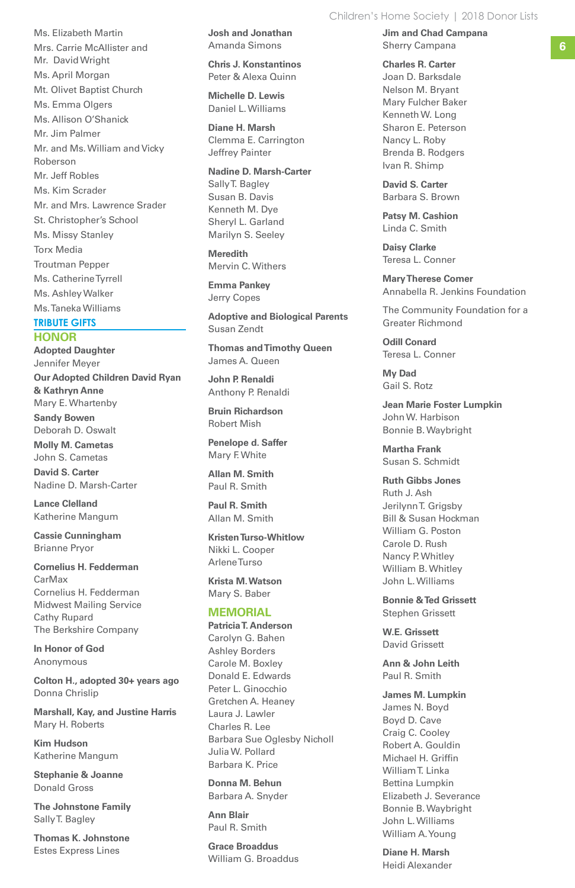Ms. Elizabeth Martin
Mrs. Carrie McAllister and Mr. David Wright
Ms. April Morgan
Mt. Olivet Baptist Church
Ms. Emma Olgers
Ms. Allison O'Shanick
Mr. Jim Palmer
Mr. and Ms. William and Vicky Roberson
Mr. Jeff Robles
Ms. Kim Scrader
Mr. and Mrs. Lawrence Srader
St. Christopher's School
Ms. Missy Stanley
Torx Media
Troutman Pepper
Ms. Catherine Tyrrell
Ms. Ashley Walker
Ms. Taneka Williams

## TRIBUTE GIFTS

### HONOR

**Adopted Daughter**
Jennifer Meyer

**Our Adopted Children David Ryan & Kathryn Anne**
Mary E. Whartenby

**Sandy Bowen**
Deborah D. Oswalt

**Molly M. Cametas**
John S. Cametas

**David S. Carter**
Nadine D. Marsh-Carter

**Lance Clelland**
Katherine Mangum

**Cassie Cunningham**
Brianne Pryor

**Cornelius H. Fedderman**
CarMax
Cornelius H. Fedderman
Midwest Mailing Service
Cathy Rupard
The Berkshire Company

**In Honor of God**
Anonymous

**Colton H., adopted 30+ years ago**
Donna Chrislip

**Marshall, Kay, and Justine Harris**
Mary H. Roberts

**Kim Hudson**
Katherine Mangum

**Stephanie & Joanne**
Donald Gross

**The Johnstone Family**
Sally T. Bagley

**Thomas K. Johnstone**
Estes Express Lines

**Josh and Jonathan**
Amanda Simons

**Chris J. Konstantinos**
Peter & Alexa Quinn

**Michelle D. Lewis**
Daniel L. Williams

**Diane H. Marsh**
Clemma E. Carrington
Jeffrey Painter

**Nadine D. Marsh-Carter**
Sally T. Bagley
Susan B. Davis
Kenneth M. Dye
Sheryl L. Garland
Marilyn S. Seeley

**Meredith**
Mervin C. Withers

**Emma Pankey**
Jerry Copes

**Adoptive and Biological Parents**
Susan Zendt

**Thomas and Timothy Queen**
James A. Queen

**John P. Renaldi**
Anthony P. Renaldi

**Bruin Richardson**
Robert Mish

**Penelope d. Saffer**
Mary F. White

**Allan M. Smith**
Paul R. Smith

**Paul R. Smith**
Allan M. Smith

**Kristen Turso-Whitlow**
Nikki L. Cooper
Arlene Turso

**Krista M. Watson**
Mary S. Baber

### MEMORIAL

**Patricia T. Anderson**
Carolyn G. Bahen
Ashley Borders
Carole M. Boxley
Donald E. Edwards
Peter L. Ginocchio
Gretchen A. Heaney
Laura J. Lawler
Charles R. Lee
Barbara Sue Oglesby Nicholl
Julia W. Pollard
Barbara K. Price

**Donna M. Behun**
Barbara A. Snyder

**Ann Blair**
Paul R. Smith

**Grace Broaddus**
William G. Broaddus

**Jim and Chad Campana**
Sherry Campana

**Charles R. Carter**
Joan D. Barksdale
Nelson M. Bryant
Mary Fulcher Baker
Kenneth W. Long
Sharon E. Peterson
Nancy L. Roby
Brenda B. Rodgers
Ivan R. Shimp

**David S. Carter**
Barbara S. Brown

**Patsy M. Cashion**
Linda C. Smith

**Daisy Clarke**
Teresa L. Conner

**Mary Therese Comer**
Annabella R. Jenkins Foundation

The Community Foundation for a Greater Richmond

**Odill Conard**
Teresa L. Conner

**My Dad**
Gail S. Rotz

**Jean Marie Foster Lumpkin**
John W. Harbison
Bonnie B. Waybright

**Martha Frank**
Susan S. Schmidt

**Ruth Gibbs Jones**
Ruth J. Ash
Jerilynn T. Grigsby
Bill & Susan Hockman
William G. Poston
Carole D. Rush
Nancy P. Whitley
William B. Whitley
John L. Williams

**Bonnie & Ted Grissett**
Stephen Grissett

**W.E. Grissett**
David Grissett

**Ann & John Leith**
Paul R. Smith

**James M. Lumpkin**
James N. Boyd
Boyd D. Cave
Craig C. Cooley
Robert A. Gouldin
Michael H. Griffin
William T. Linka
Bettina Lumpkin
Elizabeth J. Severance
Bonnie B. Waybright
John L. Williams
William A. Young

**Diane H. Marsh**
Heidi Alexander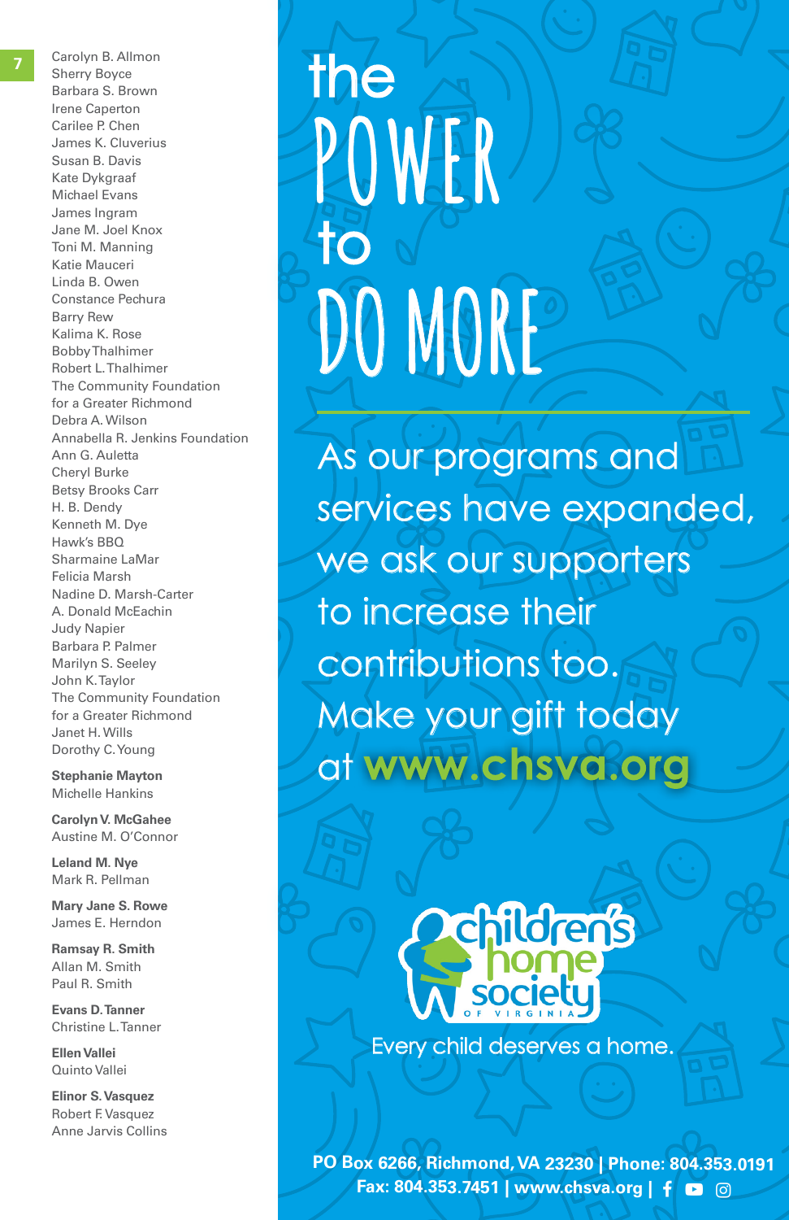Carolyn B. Allmon
Sherry Boyce
Barbara S. Brown
Irene Caperton
Carilee P. Chen
James K. Cluverius
Susan B. Davis
Kate Dykgraaf
Michael Evans
James Ingram
Jane M. Joel Knox
Toni M. Manning
Katie Mauceri
Linda B. Owen
Constance Pechura
Barry Rew
Kalima K. Rose
Bobby Thalhimer
Robert L. Thalhimer
The Community Foundation for a Greater Richmond
Debra A. Wilson
Annabella R. Jenkins Foundation
Ann G. Auletta
Cheryl Burke
Betsy Brooks Carr
H. B. Dendy
Kenneth M. Dye
Hawk's BBQ
Sharmaine LaMar
Felicia Marsh
Nadine D. Marsh-Carter
A. Donald McEachin
Judy Napier
Barbara P. Palmer
Marilyn S. Seeley
John K. Taylor
The Community Foundation for a Greater Richmond
Janet H. Wills
Dorothy C. Young

**Stephanie Mayton**
Michelle Hankins

**Carolyn V. McGahee**
Austine M. O'Connor

**Leland M. Nye**
Mark R. Pellman

**Mary Jane S. Rowe**
James E. Herndon

**Ramsay R. Smith**
Allan M. Smith
Paul R. Smith

**Evans D. Tanner**
Christine L. Tanner

**Ellen Vallei**
Quinto Vallei

**Elinor S. Vasquez**
Robert F. Vasquez
Anne Jarvis Collins

# the POWER to DO MORE

As our programs and services have expanded, we ask our supporters to increase their contributions too. Make your gift today at **www.chsva.org**

children's home society OF VIRGINIA

Every child deserves a home.

**PO Box 6266, Richmond, VA 23230 | Phone: 804.353.0191**
**Fax: 804.353.7451 | www.chsva.org |**